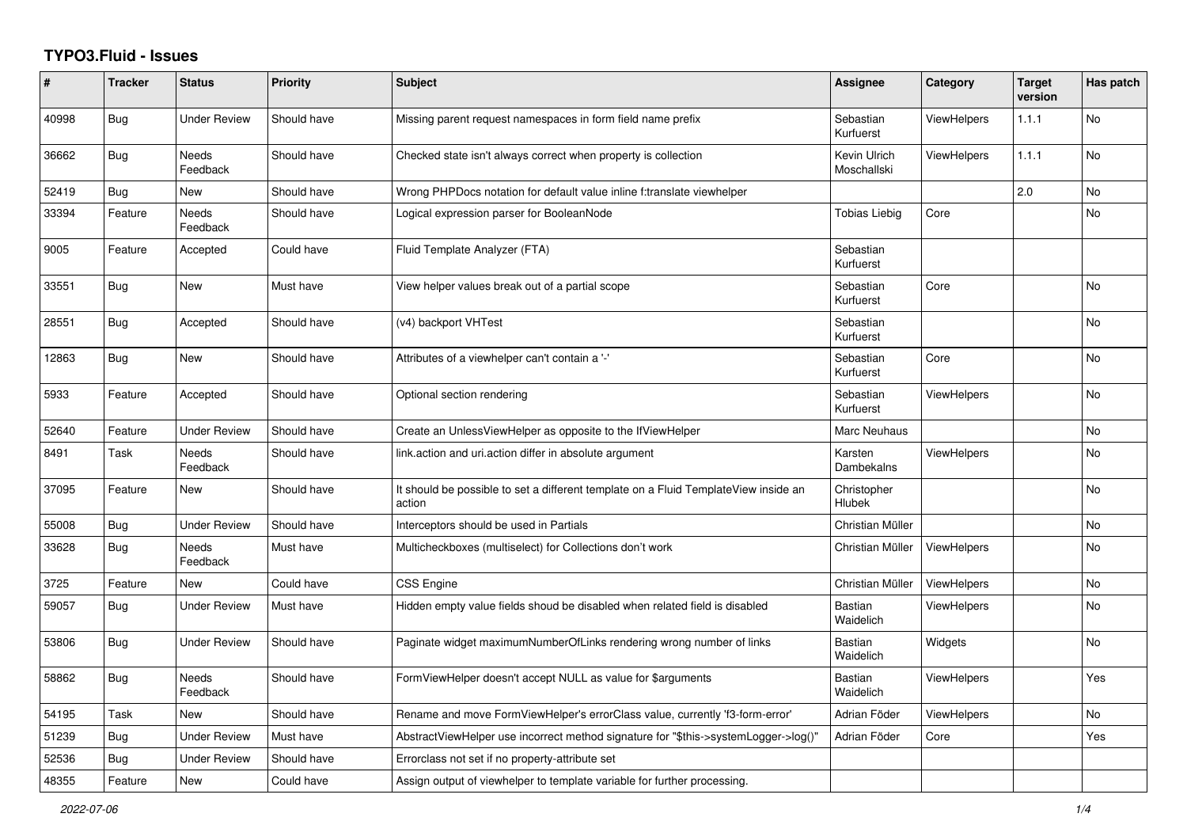# TYPO3.Fluid - Issues

| # | Tracker | Status | Priority | Subject | Assignee | Category | Target version | Has patch |
|---|---|---|---|---|---|---|---|---|
| 40998 | Bug | Under Review | Should have | Missing parent request namespaces in form field name prefix | Sebastian Kurfuerst | ViewHelpers | 1.1.1 | No |
| 36662 | Bug | Needs Feedback | Should have | Checked state isn't always correct when property is collection | Kevin Ulrich Moschallski | ViewHelpers | 1.1.1 | No |
| 52419 | Bug | New | Should have | Wrong PHPDocs notation for default value inline f:translate viewhelper | | | 2.0 | No |
| 33394 | Feature | Needs Feedback | Should have | Logical expression parser for BooleanNode | Tobias Liebig | Core | | No |
| 9005 | Feature | Accepted | Could have | Fluid Template Analyzer (FTA) | Sebastian Kurfuerst | | | |
| 33551 | Bug | New | Must have | View helper values break out of a partial scope | Sebastian Kurfuerst | Core | | No |
| 28551 | Bug | Accepted | Should have | (v4) backport VHTest | Sebastian Kurfuerst | | | No |
| 12863 | Bug | New | Should have | Attributes of a viewhelper can't contain a '-' | Sebastian Kurfuerst | Core | | No |
| 5933 | Feature | Accepted | Should have | Optional section rendering | Sebastian Kurfuerst | ViewHelpers | | No |
| 52640 | Feature | Under Review | Should have | Create an UnlessViewHelper as opposite to the IfViewHelper | Marc Neuhaus | | | No |
| 8491 | Task | Needs Feedback | Should have | link.action and uri.action differ in absolute argument | Karsten Dambekalns | ViewHelpers | | No |
| 37095 | Feature | New | Should have | It should be possible to set a different template on a Fluid TemplateView inside an action | Christopher Hlubek | | | No |
| 55008 | Bug | Under Review | Should have | Interceptors should be used in Partials | Christian Müller | | | No |
| 33628 | Bug | Needs Feedback | Must have | Multicheckboxes (multiselect) for Collections don't work | Christian Müller | ViewHelpers | | No |
| 3725 | Feature | New | Could have | CSS Engine | Christian Müller | ViewHelpers | | No |
| 59057 | Bug | Under Review | Must have | Hidden empty value fields shoud be disabled when related field is disabled | Bastian Waidelich | ViewHelpers | | No |
| 53806 | Bug | Under Review | Should have | Paginate widget maximumNumberOfLinks rendering wrong number of links | Bastian Waidelich | Widgets | | No |
| 58862 | Bug | Needs Feedback | Should have | FormViewHelper doesn't accept NULL as value for $arguments | Bastian Waidelich | ViewHelpers | | Yes |
| 54195 | Task | New | Should have | Rename and move FormViewHelper's errorClass value, currently 'f3-form-error' | Adrian Föder | ViewHelpers | | No |
| 51239 | Bug | Under Review | Must have | AbstractViewHelper use incorrect method signature for "$this->systemLogger->log()" | Adrian Föder | Core | | Yes |
| 52536 | Bug | Under Review | Should have | Errorclass not set if no property-attribute set | | | | |
| 48355 | Feature | New | Could have | Assign output of viewhelper to template variable for further processing. | | | | |

*2022-07-06*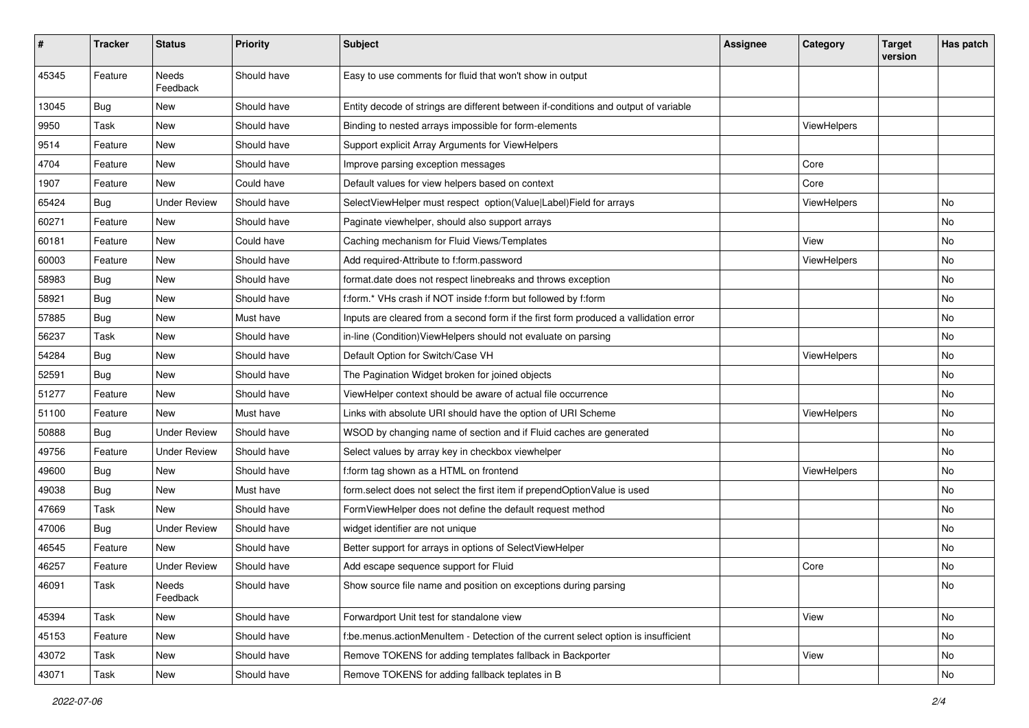| # | Tracker | Status | Priority | Subject | Assignee | Category | Target version | Has patch |
|---|---|---|---|---|---|---|---|---|
| 45345 | Feature | Needs Feedback | Should have | Easy to use comments for fluid that won't show in output | | | | |
| 13045 | Bug | New | Should have | Entity decode of strings are different between if-conditions and output of variable | | | | |
| 9950 | Task | New | Should have | Binding to nested arrays impossible for form-elements | | ViewHelpers | | |
| 9514 | Feature | New | Should have | Support explicit Array Arguments for ViewHelpers | | | | |
| 4704 | Feature | New | Should have | Improve parsing exception messages | | Core | | |
| 1907 | Feature | New | Could have | Default values for view helpers based on context | | Core | | |
| 65424 | Bug | Under Review | Should have | SelectViewHelper must respect option(Value\|Label)Field for arrays | | ViewHelpers | | No |
| 60271 | Feature | New | Should have | Paginate viewhelper, should also support arrays | | | | No |
| 60181 | Feature | New | Could have | Caching mechanism for Fluid Views/Templates | | View | | No |
| 60003 | Feature | New | Should have | Add required-Attribute to f:form.password | | ViewHelpers | | No |
| 58983 | Bug | New | Should have | format.date does not respect linebreaks and throws exception | | | | No |
| 58921 | Bug | New | Should have | f:form.* VHs crash if NOT inside f:form but followed by f:form | | | | No |
| 57885 | Bug | New | Must have | Inputs are cleared from a second form if the first form produced a vallidation error | | | | No |
| 56237 | Task | New | Should have | in-line (Condition)ViewHelpers should not evaluate on parsing | | | | No |
| 54284 | Bug | New | Should have | Default Option for Switch/Case VH | | ViewHelpers | | No |
| 52591 | Bug | New | Should have | The Pagination Widget broken for joined objects | | | | No |
| 51277 | Feature | New | Should have | ViewHelper context should be aware of actual file occurrence | | | | No |
| 51100 | Feature | New | Must have | Links with absolute URI should have the option of URI Scheme | | ViewHelpers | | No |
| 50888 | Bug | Under Review | Should have | WSOD by changing name of section and if Fluid caches are generated | | | | No |
| 49756 | Feature | Under Review | Should have | Select values by array key in checkbox viewhelper | | | | No |
| 49600 | Bug | New | Should have | f:form tag shown as a HTML on frontend | | ViewHelpers | | No |
| 49038 | Bug | New | Must have | form.select does not select the first item if prependOptionValue is used | | | | No |
| 47669 | Task | New | Should have | FormViewHelper does not define the default request method | | | | No |
| 47006 | Bug | Under Review | Should have | widget identifier are not unique | | | | No |
| 46545 | Feature | New | Should have | Better support for arrays in options of SelectViewHelper | | | | No |
| 46257 | Feature | Under Review | Should have | Add escape sequence support for Fluid | | Core | | No |
| 46091 | Task | Needs Feedback | Should have | Show source file name and position on exceptions during parsing | | | | No |
| 45394 | Task | New | Should have | Forwardport Unit test for standalone view | | View | | No |
| 45153 | Feature | New | Should have | f:be.menus.actionMenuItem - Detection of the current select option is insufficient | | | | No |
| 43072 | Task | New | Should have | Remove TOKENS for adding templates fallback in Backporter | | View | | No |
| 43071 | Task | New | Should have | Remove TOKENS for adding fallback teplates in B | | | | No |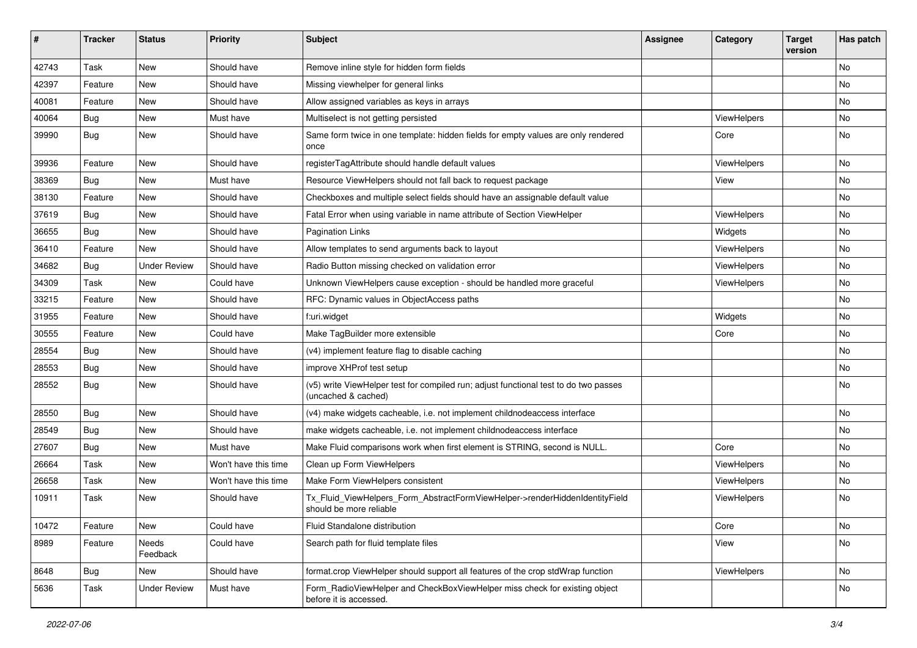| # | Tracker | Status | Priority | Subject | Assignee | Category | Target version | Has patch |
|---|---|---|---|---|---|---|---|---|
| 42743 | Task | New | Should have | Remove inline style for hidden form fields | | | | No |
| 42397 | Feature | New | Should have | Missing viewhelper for general links | | | | No |
| 40081 | Feature | New | Should have | Allow assigned variables as keys in arrays | | | | No |
| 40064 | Bug | New | Must have | Multiselect is not getting persisted | | ViewHelpers | | No |
| 39990 | Bug | New | Should have | Same form twice in one template: hidden fields for empty values are only rendered once | | Core | | No |
| 39936 | Feature | New | Should have | registerTagAttribute should handle default values | | ViewHelpers | | No |
| 38369 | Bug | New | Must have | Resource ViewHelpers should not fall back to request package | | View | | No |
| 38130 | Feature | New | Should have | Checkboxes and multiple select fields should have an assignable default value | | | | No |
| 37619 | Bug | New | Should have | Fatal Error when using variable in name attribute of Section ViewHelper | | ViewHelpers | | No |
| 36655 | Bug | New | Should have | Pagination Links | | Widgets | | No |
| 36410 | Feature | New | Should have | Allow templates to send arguments back to layout | | ViewHelpers | | No |
| 34682 | Bug | Under Review | Should have | Radio Button missing checked on validation error | | ViewHelpers | | No |
| 34309 | Task | New | Could have | Unknown ViewHelpers cause exception - should be handled more graceful | | ViewHelpers | | No |
| 33215 | Feature | New | Should have | RFC: Dynamic values in ObjectAccess paths | | | | No |
| 31955 | Feature | New | Should have | f:uri.widget | | Widgets | | No |
| 30555 | Feature | New | Could have | Make TagBuilder more extensible | | Core | | No |
| 28554 | Bug | New | Should have | (v4) implement feature flag to disable caching | | | | No |
| 28553 | Bug | New | Should have | improve XHProf test setup | | | | No |
| 28552 | Bug | New | Should have | (v5) write ViewHelper test for compiled run; adjust functional test to do two passes (uncached & cached) | | | | No |
| 28550 | Bug | New | Should have | (v4) make widgets cacheable, i.e. not implement childnodeaccess interface | | | | No |
| 28549 | Bug | New | Should have | make widgets cacheable, i.e. not implement childnodeaccess interface | | | | No |
| 27607 | Bug | New | Must have | Make Fluid comparisons work when first element is STRING, second is NULL. | | Core | | No |
| 26664 | Task | New | Won't have this time | Clean up Form ViewHelpers | | ViewHelpers | | No |
| 26658 | Task | New | Won't have this time | Make Form ViewHelpers consistent | | ViewHelpers | | No |
| 10911 | Task | New | Should have | Tx_Fluid_ViewHelpers_Form_AbstractFormViewHelper->renderHiddenIdentityField should be more reliable | | ViewHelpers | | No |
| 10472 | Feature | New | Could have | Fluid Standalone distribution | | Core | | No |
| 8989 | Feature | Needs Feedback | Could have | Search path for fluid template files | | View | | No |
| 8648 | Bug | New | Should have | format.crop ViewHelper should support all features of the crop stdWrap function | | ViewHelpers | | No |
| 5636 | Task | Under Review | Must have | Form_RadioViewHelper and CheckBoxViewHelper miss check for existing object before it is accessed. | | | | No |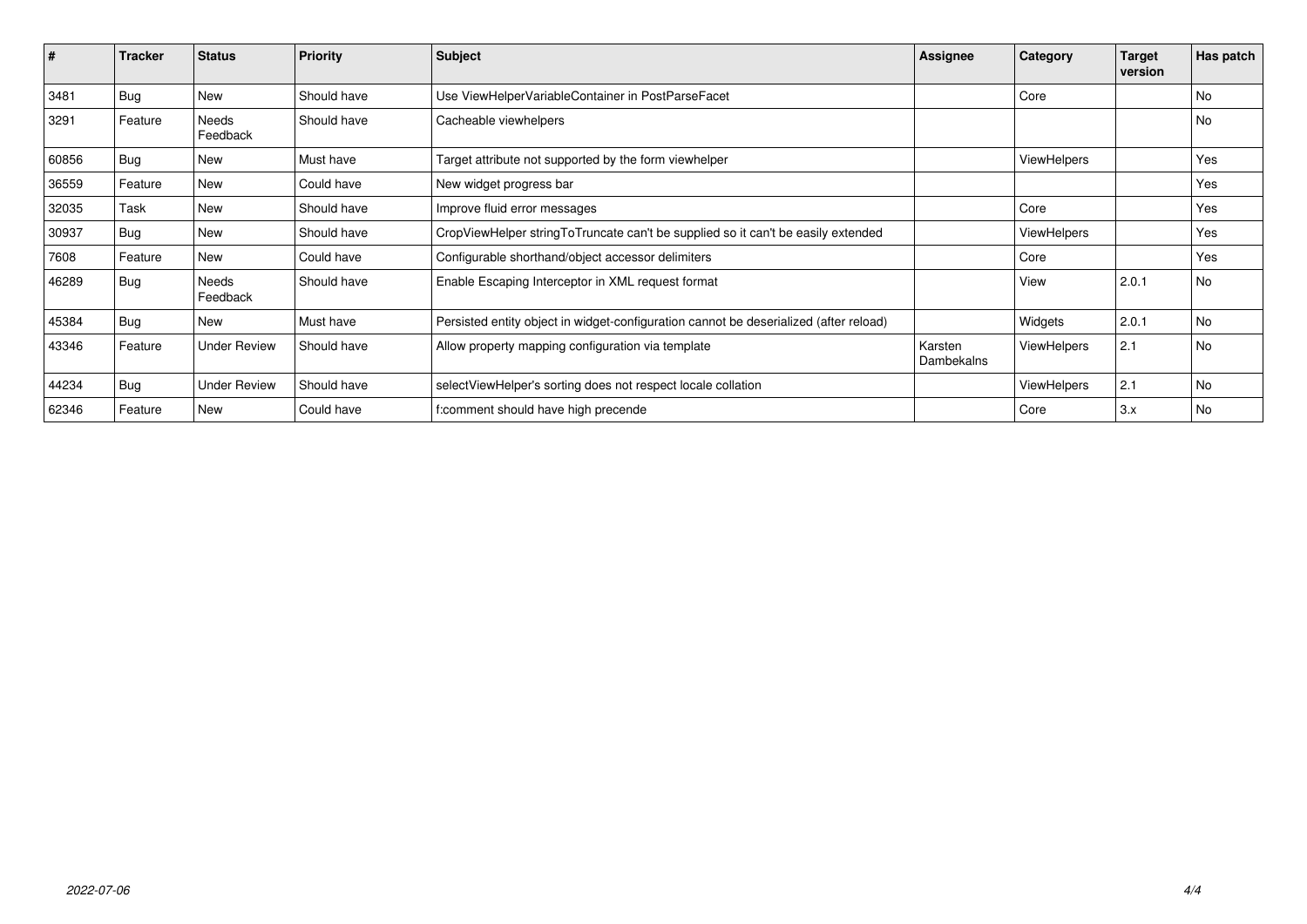| # | Tracker | Status | Priority | Subject | Assignee | Category | Target version | Has patch |
|---|---|---|---|---|---|---|---|---|
| 3481 | Bug | New | Should have | Use ViewHelperVariableContainer in PostParseFacet | | Core | | No |
| 3291 | Feature | Needs Feedback | Should have | Cacheable viewhelpers | | | | No |
| 60856 | Bug | New | Must have | Target attribute not supported by the form viewhelper | | ViewHelpers | | Yes |
| 36559 | Feature | New | Could have | New widget progress bar | | | | Yes |
| 32035 | Task | New | Should have | Improve fluid error messages | | Core | | Yes |
| 30937 | Bug | New | Should have | CropViewHelper stringToTruncate can't be supplied so it can't be easily extended | | ViewHelpers | | Yes |
| 7608 | Feature | New | Could have | Configurable shorthand/object accessor delimiters | | Core | | Yes |
| 46289 | Bug | Needs Feedback | Should have | Enable Escaping Interceptor in XML request format | | View | 2.0.1 | No |
| 45384 | Bug | New | Must have | Persisted entity object in widget-configuration cannot be deserialized (after reload) | | Widgets | 2.0.1 | No |
| 43346 | Feature | Under Review | Should have | Allow property mapping configuration via template | Karsten Dambekalns | ViewHelpers | 2.1 | No |
| 44234 | Bug | Under Review | Should have | selectViewHelper's sorting does not respect locale collation | | ViewHelpers | 2.1 | No |
| 62346 | Feature | New | Could have | f:comment should have high precende | | Core | 3.x | No |